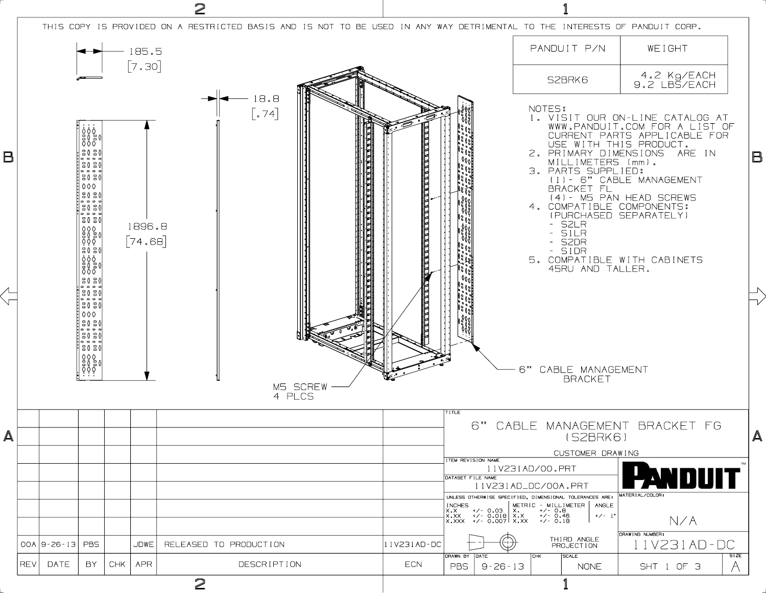THIS COPY IS PROVIDED ON A RESTRICTED BASIS AND IS NOT TO BE USED IN ANY WAY DETRIMENTAL TO THE INTERESTS OF PANDUIT CORP.

| PANDUIT P/N | WEIGHT |
|---|---|
| S2BRK6 | 4.2 Kg/EACH 9.2 LBS/EACH |

185.5 [7.30]

18.8 [.74]

1896.8 [74.68]

M5 SCREW 4 PLCS

6" CABLE MANAGEMENT BRACKET

NOTES:

1. VISIT OUR ON-LINE CATALOG AT WWW.PANDUIT.COM FOR A LIST OF CURRENT PARTS APPLICABLE FOR USE WITH THIS PRODUCT.
2. PRIMARY DIMENSIONS ARE IN MILLIMETERS (mm).
3. PARTS SUPPLIED:
   (1)- 6" CABLE MANAGEMENT BRACKET FL
   (4)- M5 PAN HEAD SCREWS
4. COMPATIBLE COMPONENTS: (PURCHASED SEPARATELY)
   - S2LR
   - S1LR
   - S2DR
   - S1DR
5. COMPATIBLE WITH CABINETS 45RU AND TALLER.

| REV | DATE | BY | CHK | APR | DESCRIPTION | ECN |
|---|---|---|---|---|---|---|
| 00A | 9-26-13 | PBS | | JDWE | RELEASED TO PRODUCTION | 11V231AD-DC |

TITLE: 6" CABLE MANAGEMENT BRACKET FG (S2BRK6)

CUSTOMER DRAWING

ITEM REVISION NAME: 11V231AD/00.PRT

DATASET FILE NAME: 11V231AD_DC/00A.PRT

PANDUIT

UNLESS OTHERWISE SPECIFIED, DIMENSIONAL TOLERANCES ARE:

| INCHES | | METRIC - MILLIMETER | | ANGLE |
|---|---|---|---|---|
| X.X | +/- 0.03 | X. | +/- 0.8 | +/- 1° |
| X.XX | +/- 0.018 | X.X | +/- 0.46 | |
| X.XXX | +/- 0.007 | X.XX | +/- 0.18 | |

MATERIAL/COLOR: N/A

THIRD ANGLE PROJECTION

DRAWING NUMBER: 11V231AD-DC

| DRAWN BY | DATE | CHK | SCALE | | SIZE |
|---|---|---|---|---|---|
| PBS | 9-26-13 | | NONE | SHT 1 OF 3 | A |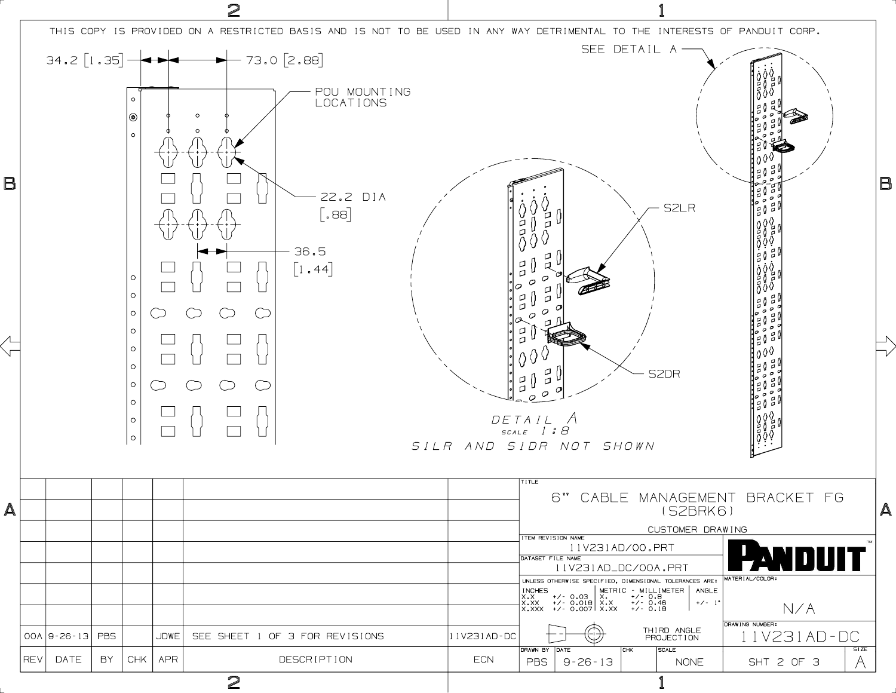THIS COPY IS PROVIDED ON A RESTRICTED BASIS AND IS NOT TO BE USED IN ANY WAY DETRIMENTAL TO THE INTERESTS OF PANDUIT CORP.

34.2 [1.35]

73.0 [2.88]

POU MOUNTING LOCATIONS

22.2 DIA [.88]

36.5 [1.44]

SEE DETAIL A

S2LR

S2DR

*DETAIL A*
*SCALE 1:8*
*S1LR AND S1DR NOT SHOWN*

| REV | DATE | BY | CHK | APR | DESCRIPTION | ECN |
|---|---|---|---|---|---|---|
| 00A | 9-26-13 | PBS | | JDWE | SEE SHEET 1 OF 3 FOR REVISIONS | 11V231AD-DC |

**TITLE:** 6" CABLE MANAGEMENT BRACKET FG (S2BRK6)

CUSTOMER DRAWING

ITEM REVISION NAME: 11V231AD/00.PRT

DATASET FILE NAME: 11V231AD_DC/00A.PRT

PANDUIT™

UNLESS OTHERWISE SPECIFIED, DIMENSIONAL TOLERANCES ARE:

| INCHES | | METRIC - MILLIMETER | | ANGLE |
|---|---|---|---|---|
| X.X | +/- 0.03 | X. | +/- 0.8 | +/- 1° |
| X.XX | +/- 0.018 | X.X | +/- 0.46 | |
| X.XXX | +/- 0.007 | X.XX | +/- 0.18 | |

MATERIAL/COLOR: N/A

THIRD ANGLE PROJECTION

DRAWING NUMBER: 11V231AD-DC

| DRAWN BY | DATE | CHK | SCALE | | SIZE |
|---|---|---|---|---|---|
| PBS | 9-26-13 | | NONE | SHT 2 OF 3 | A |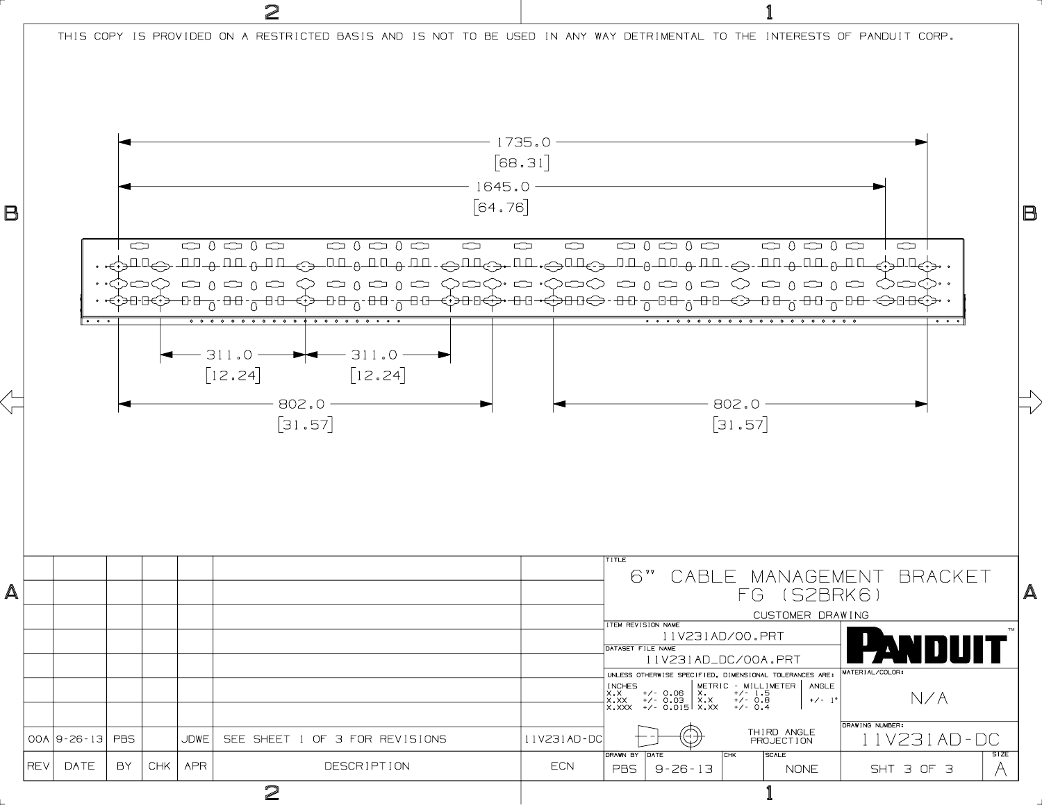THIS COPY IS PROVIDED ON A RESTRICTED BASIS AND IS NOT TO BE USED IN ANY WAY DETRIMENTAL TO THE INTERESTS OF PANDUIT CORP.

1735.0
[68.31]

1645.0
[64.76]

311.0
[12.24]

311.0
[12.24]

802.0
[31.57]

802.0
[31.57]

| REV | DATE | BY | CHK | APR | DESCRIPTION | ECN |
|---|---|---|---|---|---|---|
| 00A | 9-26-13 | PBS | | JDWE | SEE SHEET 1 OF 3 FOR REVISIONS | 11V231AD-DC |

TITLE
6" CABLE MANAGEMENT BRACKET
FG (S2BRK6)
CUSTOMER DRAWING

ITEM REVISION NAME: 11V231AD/00.PRT
DATASET FILE NAME: 11V231AD_DC/00A.PRT

UNLESS OTHERWISE SPECIFIED, DIMENSIONAL TOLERANCES ARE:

| INCHES | | METRIC - MILLIMETER | | ANGLE |
|---|---|---|---|---|
| X.X | +/- 0.06 | X. | +/- 1.5 | +/- 1° |
| X.XX | +/- 0.03 | X.X | +/- 0.8 | |
| X.XXX | +/- 0.015 | X.XX | +/- 0.4 | |

THIRD ANGLE PROJECTION

PANDUIT™

MATERIAL/COLOR: N/A

DRAWING NUMBER: 11V231AD-DC

| DRAWN BY | DATE | CHK | SCALE | | SIZE |
|---|---|---|---|---|---|
| PBS | 9-26-13 | | NONE | SHT 3 OF 3 | A |